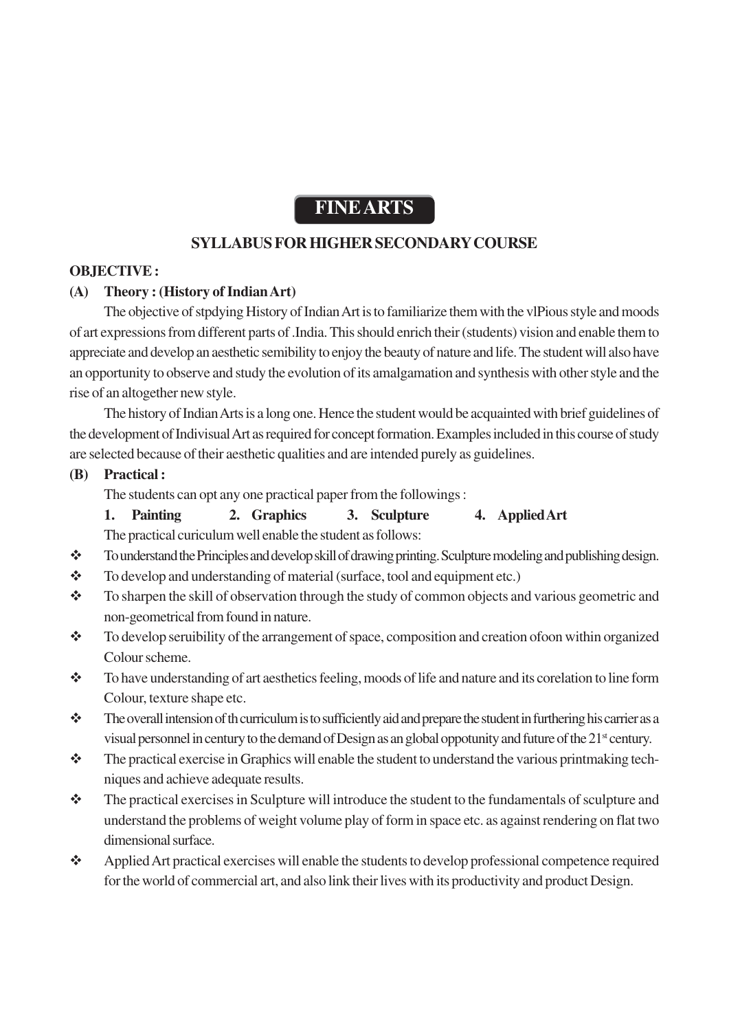# FINE ARTS

## SYLLABUS FOR HIGHER SECONDARY COURSE

**OBJECTIVE :**

**(A) Theory : (History of Indian Art)**

The objective of stpdying History of Indian Art is to familiarize them with the vlPious style and moods of art expressions from different parts of .India. This should enrich their (students) vision and enable them to appreciate and develop an aesthetic semibility to enjoy the beauty of nature and life. The student will also have an opportunity to observe and study the evolution of its amalgamation and synthesis with other style and the rise of an altogether new style.

The history of Indian Arts is a long one. Hence the student would be acquainted with brief guidelines of the development of Indivisual Art as required for concept formation. Examples included in this course of study are selected because of their aesthetic qualities and are intended purely as guidelines.

**(B) Practical :**

The students can opt any one practical paper from the followings :

**1. Painting 2. Graphics 3. Sculpture 4. Applied Art**

The practical curiculum well enable the student as follows:

- To understand the Principles and develop skill of drawing printing. Sculpture modeling and publishing design.
- To develop and understanding of material (surface, tool and equipment etc.)
- To sharpen the skill of observation through the study of common objects and various geometric and non-geometrical from found in nature.
- To develop seruibility of the arrangement of space, composition and creation ofoon within organized Colour scheme.
- To have understanding of art aesthetics feeling, moods of life and nature and its corelation to line form Colour, texture shape etc.
- The overall intension of th curriculum is to sufficiently aid and prepare the student in furthering his carrier as a visual personnel in century to the demand of Design as an global oppotunity and future of the 21st century.
- The practical exercise in Graphics will enable the student to understand the various printmaking techniques and achieve adequate results.
- The practical exercises in Sculpture will introduce the student to the fundamentals of sculpture and understand the problems of weight volume play of form in space etc. as against rendering on flat two dimensional surface.
- Applied Art practical exercises will enable the students to develop professional competence required for the world of commercial art, and also link their lives with its productivity and product Design.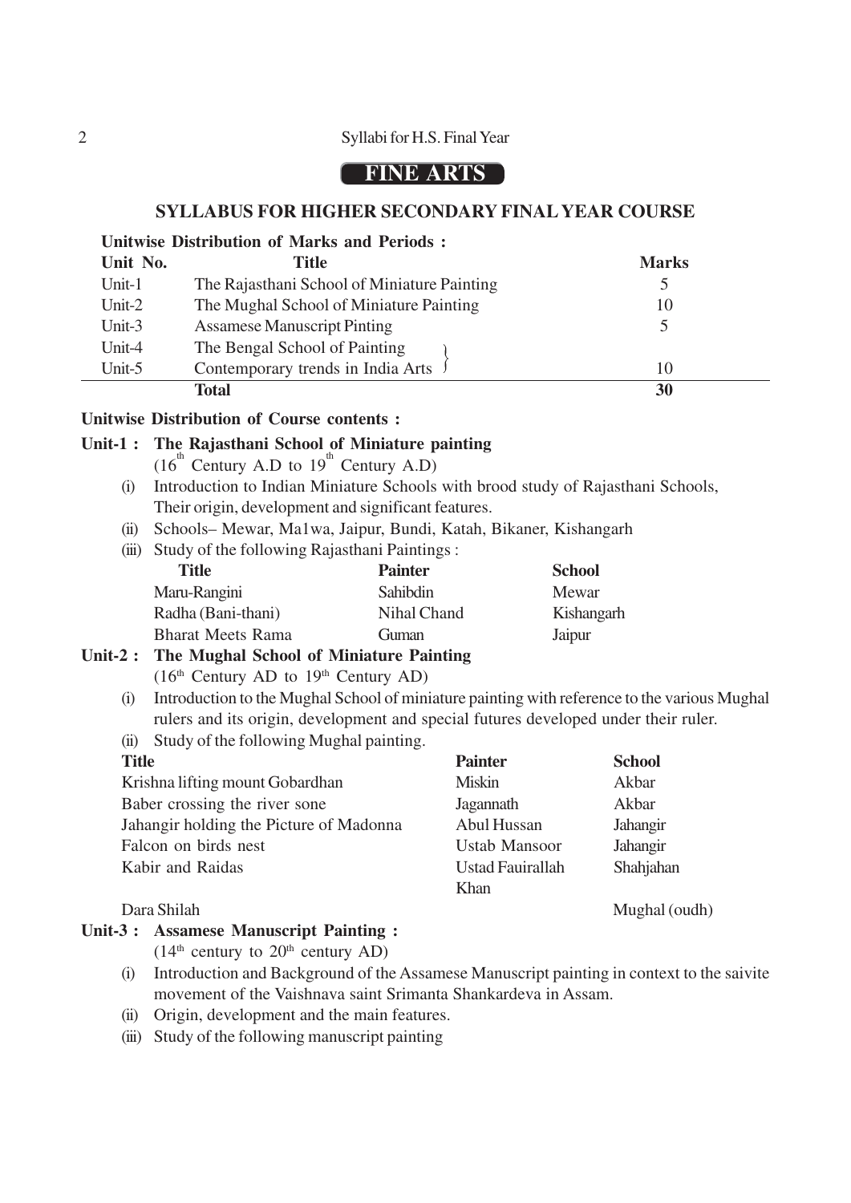# FINE ARTS

## SYLLABUS FOR HIGHER SECONDARY FINAL YEAR COURSE

**Unitwise Distribution of Marks and Periods :**

| Unit No. | Title | Marks |
|---|---|---|
| Unit-1 | The Rajasthani School of Miniature Painting | 5 |
| Unit-2 | The Mughal School of Miniature Painting | 10 |
| Unit-3 | Assamese Manuscript Pinting | 5 |
| Unit-4 | The Bengal School of Painting | |
| Unit-5 | Contemporary trends in India Arts | 10 |
| | **Total** | **30** |

**Unitwise Distribution of Course contents :**

**Unit-1 : The Rajasthani School of Miniature painting**

($16^{th}$ Century A.D to $19^{th}$ Century A.D)

(i) Introduction to Indian Miniature Schools with brood study of Rajasthani Schools, Their origin, development and significant features.

(ii) Schools– Mewar, Ma1wa, Jaipur, Bundi, Katah, Bikaner, Kishangarh

(iii) Study of the following Rajasthani Paintings :

| Title | Painter | School |
|---|---|---|
| Maru-Rangini | Sahibdin | Mewar |
| Radha (Bani-thani) | Nihal Chand | Kishangarh |
| Bharat Meets Rama | Guman | Jaipur |

**Unit-2 : The Mughal School of Miniature Painting**

($16^{th}$ Century AD to $19^{th}$ Century AD)

(i) Introduction to the Mughal School of miniature painting with reference to the various Mughal rulers and its origin, development and special futures developed under their ruler.

(ii) Study of the following Mughal painting.

| Title | Painter | School |
|---|---|---|
| Krishna lifting mount Gobardhan | Miskin | Akbar |
| Baber crossing the river sone | Jagannath | Akbar |
| Jahangir holding the Picture of Madonna | Abul Hussan | Jahangir |
| Falcon on birds nest | Ustab Mansoor | Jahangir |
| Kabir and Raidas | Ustad Fauirallah Khan | Shahjahan |
| Dara Shilah | | Mughal (oudh) |

**Unit-3 : Assamese Manuscript Painting :**

($14^{th}$ century to $20^{th}$ century AD)

(i) Introduction and Background of the Assamese Manuscript painting in context to the saivite movement of the Vaishnava saint Srimanta Shankardeva in Assam.

(ii) Origin, development and the main features.

(iii) Study of the following manuscript painting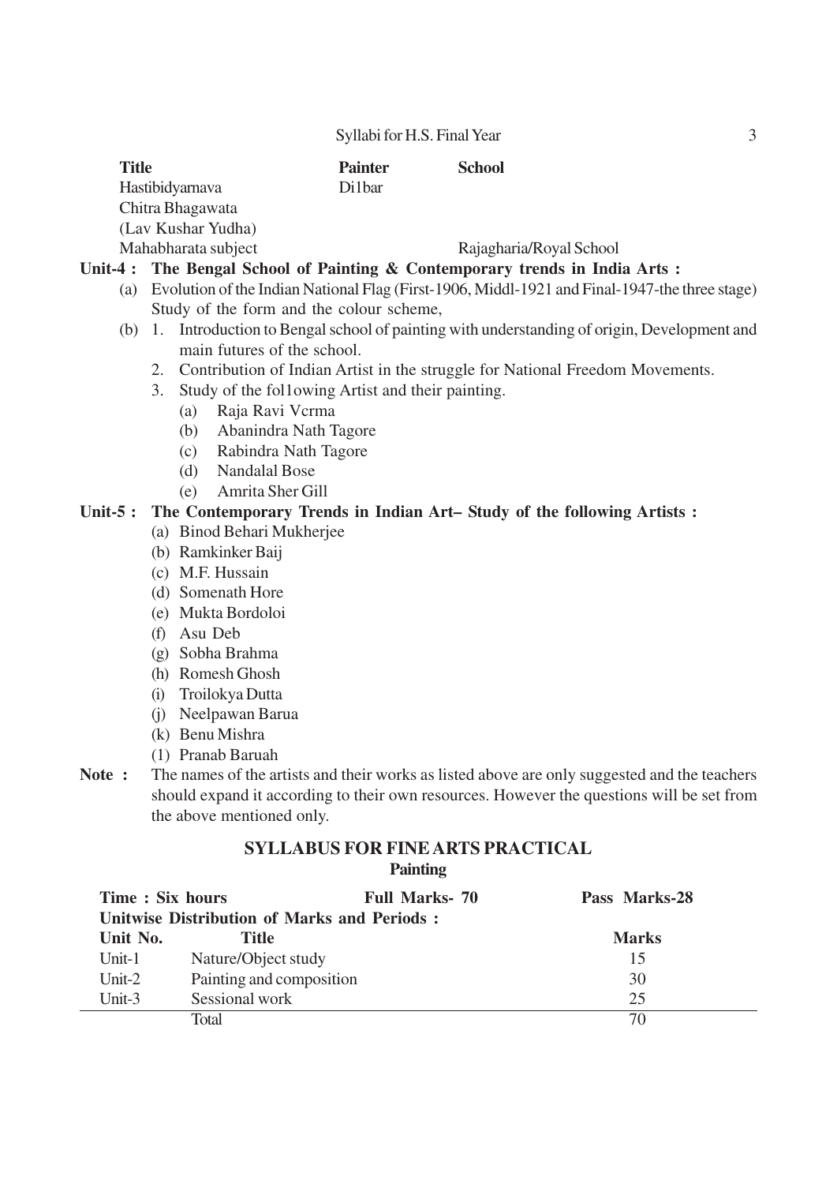| Title | Painter | School |
|---|---|---|
| Hastibidyarnava | Di1bar | |
| Chitra Bhagawata (Lav Kushar Yudha) | | |
| Mahabharata subject | | Rajagharia/Royal School |

**Unit-4 : The Bengal School of Painting & Contemporary trends in India Arts :**

(a) Evolution of the Indian National Flag (First-1906, Middl-1921 and Final-1947-the three stage) Study of the form and the colour scheme,

(b) 1. Introduction to Bengal school of painting with understanding of origin, Development and main futures of the school.

2. Contribution of Indian Artist in the struggle for National Freedom Movements.

3. Study of the fol1owing Artist and their painting.

- (a) Raja Ravi Vcrma
- (b) Abanindra Nath Tagore
- (c) Rabindra Nath Tagore
- (d) Nandalal Bose
- (e) Amrita Sher Gill

**Unit-5 : The Contemporary Trends in Indian Art– Study of the following Artists :**

- (a) Binod Behari Mukherjee
- (b) Ramkinker Baij
- (c) M.F. Hussain
- (d) Somenath Hore
- (e) Mukta Bordoloi
- (f) Asu Deb
- (g) Sobha Brahma
- (h) Romesh Ghosh
- (i) Troilokya Dutta
- (j) Neelpawan Barua
- (k) Benu Mishra
- (1) Pranab Baruah

**Note :** The names of the artists and their works as listed above are only suggested and the teachers should expand it according to their own resources. However the questions will be set from the above mentioned only.

## SYLLABUS FOR FINE ARTS PRACTICAL

### Painting

**Time : Six hours** **Full Marks- 70** **Pass Marks-28**

**Unitwise Distribution of Marks and Periods :**

| Unit No. | Title | Marks |
|---|---|---|
| Unit-1 | Nature/Object study | 15 |
| Unit-2 | Painting and composition | 30 |
| Unit-3 | Sessional work | 25 |
| | Total | 70 |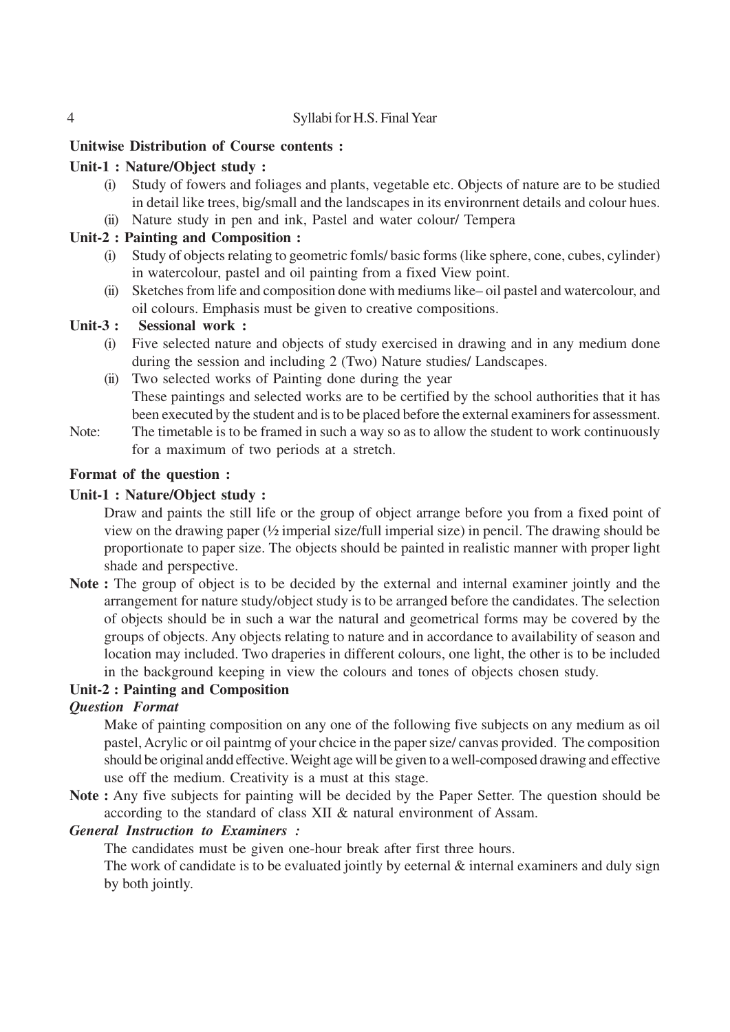**Unitwise Distribution of Course contents :**

**Unit-1 : Nature/Object study :**

(i) Study of fowers and foliages and plants, vegetable etc. Objects of nature are to be studied in detail like trees, big/small and the landscapes in its environrnent details and colour hues.

(ii) Nature study in pen and ink, Pastel and water colour/ Tempera

**Unit-2 : Painting and Composition :**

(i) Study of objects relating to geometric fomls/ basic forms (like sphere, cone, cubes, cylinder) in watercolour, pastel and oil painting from a fixed View point.

(ii) Sketches from life and composition done with mediums like– oil pastel and watercolour, and oil colours. Emphasis must be given to creative compositions.

**Unit-3 : Sessional work :**

(i) Five selected nature and objects of study exercised in drawing and in any medium done during the session and including 2 (Two) Nature studies/ Landscapes.

(ii) Two selected works of Painting done during the year

These paintings and selected works are to be certified by the school authorities that it has been executed by the student and is to be placed before the external examiners for assessment.

Note: The timetable is to be framed in such a way so as to allow the student to work continuously for a maximum of two periods at a stretch.

**Format of the question :**

**Unit-1 : Nature/Object study :**

Draw and paints the still life or the group of object arrange before you from a fixed point of view on the drawing paper (½ imperial size/full imperial size) in pencil. The drawing should be proportionate to paper size. The objects should be painted in realistic manner with proper light shade and perspective.

**Note :** The group of object is to be decided by the external and internal examiner jointly and the arrangement for nature study/object study is to be arranged before the candidates. The selection of objects should be in such a war the natural and geometrical forms may be covered by the groups of objects. Any objects relating to nature and in accordance to availability of season and location may included. Two draperies in different colours, one light, the other is to be included in the background keeping in view the colours and tones of objects chosen study.

**Unit-2 : Painting and Composition**

***Question Format***

Make of painting composition on any one of the following five subjects on any medium as oil pastel, Acrylic or oil paintmg of your chcice in the paper size/ canvas provided. The composition should be original andd effective. Weight age will be given to a well-composed drawing and effective use off the medium. Creativity is a must at this stage.

**Note :** Any five subjects for painting will be decided by the Paper Setter. The question should be according to the standard of class XII & natural environment of Assam.

***General Instruction to Examiners :***

The candidates must be given one-hour break after first three hours.

The work of candidate is to be evaluated jointly by eeternal & internal examiners and duly sign by both jointly.